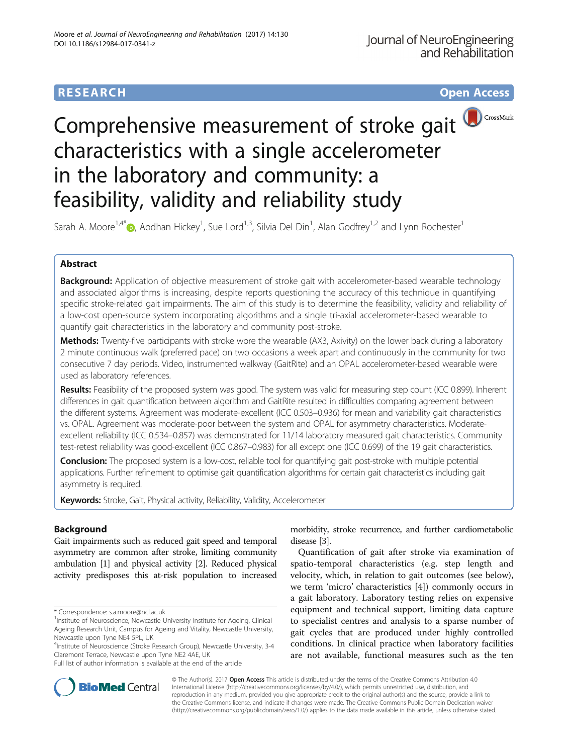**RESEARCH** **Open Access**

# Comprehensive measurement of stroke gait characteristics with a single accelerometer in the laboratory and community: a feasibility, validity and reliability study

Sarah A. Moore[1,4*], Aodhan Hickey[1], Sue Lord[1,3], Silvia Del Din[1], Alan Godfrey[1,2] and Lynn Rochester[1]

## Abstract

**Background:** Application of objective measurement of stroke gait with accelerometer-based wearable technology and associated algorithms is increasing, despite reports questioning the accuracy of this technique in quantifying specific stroke-related gait impairments. The aim of this study is to determine the feasibility, validity and reliability of a low-cost open-source system incorporating algorithms and a single tri-axial accelerometer-based wearable to quantify gait characteristics in the laboratory and community post-stroke.

**Methods:** Twenty-five participants with stroke wore the wearable (AX3, Axivity) on the lower back during a laboratory 2 minute continuous walk (preferred pace) on two occasions a week apart and continuously in the community for two consecutive 7 day periods. Video, instrumented walkway (GaitRite) and an OPAL accelerometer-based wearable were used as laboratory references.

**Results:** Feasibility of the proposed system was good. The system was valid for measuring step count (ICC 0.899). Inherent differences in gait quantification between algorithm and GaitRite resulted in difficulties comparing agreement between the different systems. Agreement was moderate-excellent (ICC 0.503–0.936) for mean and variability gait characteristics vs. OPAL. Agreement was moderate-poor between the system and OPAL for asymmetry characteristics. Moderate-excellent reliability (ICC 0.534–0.857) was demonstrated for 11/14 laboratory measured gait characteristics. Community test-retest reliability was good-excellent (ICC 0.867–0.983) for all except one (ICC 0.699) of the 19 gait characteristics.

**Conclusion:** The proposed system is a low-cost, reliable tool for quantifying gait post-stroke with multiple potential applications. Further refinement to optimise gait quantification algorithms for certain gait characteristics including gait asymmetry is required.

**Keywords:** Stroke, Gait, Physical activity, Reliability, Validity, Accelerometer

## Background

Gait impairments such as reduced gait speed and temporal asymmetry are common after stroke, limiting community ambulation [1] and physical activity [2]. Reduced physical activity predisposes this at-risk population to increased morbidity, stroke recurrence, and further cardiometabolic disease [3].

Quantification of gait after stroke via examination of spatio-temporal characteristics (e.g. step length and velocity, which, in relation to gait outcomes (see below), we term 'micro' characteristics [4]) commonly occurs in a gait laboratory. Laboratory testing relies on expensive equipment and technical support, limiting data capture to specialist centres and analysis to a sparse number of gait cycles that are produced under highly controlled conditions. In clinical practice when laboratory facilities are not available, functional measures such as the ten

\* Correspondence: s.a.moore@ncl.ac.uk
[1]Institute of Neuroscience, Newcastle University Institute for Ageing, Clinical Ageing Research Unit, Campus for Ageing and Vitality, Newcastle University, Newcastle upon Tyne NE4 5PL, UK
[4]Institute of Neuroscience (Stroke Research Group), Newcastle University, 3-4 Claremont Terrace, Newcastle upon Tyne NE2 4AE, UK
Full list of author information is available at the end of the article

© The Author(s). 2017 **Open Access** This article is distributed under the terms of the Creative Commons Attribution 4.0 International License (http://creativecommons.org/licenses/by/4.0/), which permits unrestricted use, distribution, and reproduction in any medium, provided you give appropriate credit to the original author(s) and the source, provide a link to the Creative Commons license, and indicate if changes were made. The Creative Commons Public Domain Dedication waiver (http://creativecommons.org/publicdomain/zero/1.0/) applies to the data made available in this article, unless otherwise stated.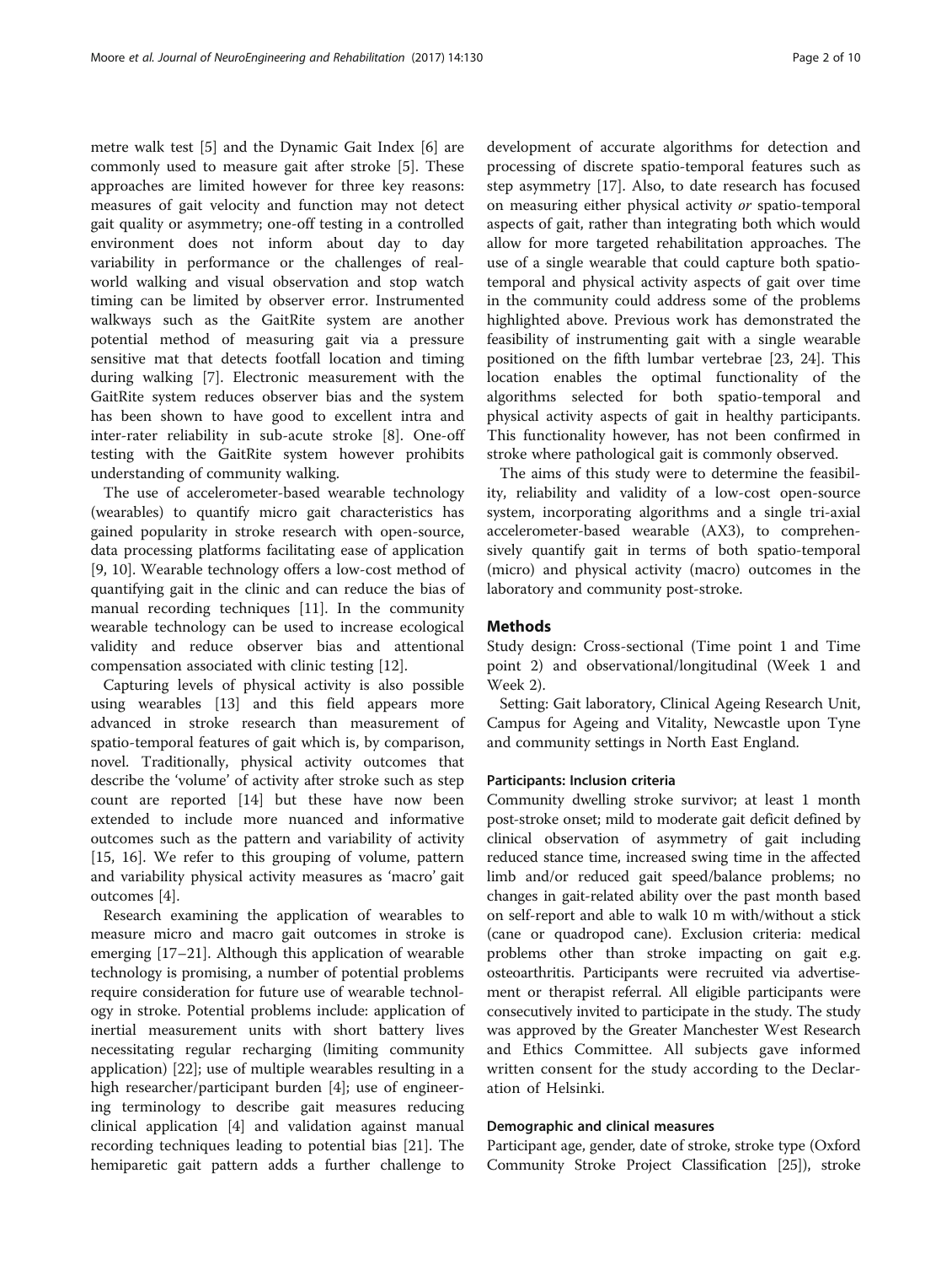metre walk test [5] and the Dynamic Gait Index [6] are commonly used to measure gait after stroke [5]. These approaches are limited however for three key reasons: measures of gait velocity and function may not detect gait quality or asymmetry; one-off testing in a controlled environment does not inform about day to day variability in performance or the challenges of real-world walking and visual observation and stop watch timing can be limited by observer error. Instrumented walkways such as the GaitRite system are another potential method of measuring gait via a pressure sensitive mat that detects footfall location and timing during walking [7]. Electronic measurement with the GaitRite system reduces observer bias and the system has been shown to have good to excellent intra and inter-rater reliability in sub-acute stroke [8]. One-off testing with the GaitRite system however prohibits understanding of community walking.

The use of accelerometer-based wearable technology (wearables) to quantify micro gait characteristics has gained popularity in stroke research with open-source, data processing platforms facilitating ease of application [9, 10]. Wearable technology offers a low-cost method of quantifying gait in the clinic and can reduce the bias of manual recording techniques [11]. In the community wearable technology can be used to increase ecological validity and reduce observer bias and attentional compensation associated with clinic testing [12].

Capturing levels of physical activity is also possible using wearables [13] and this field appears more advanced in stroke research than measurement of spatio-temporal features of gait which is, by comparison, novel. Traditionally, physical activity outcomes that describe the 'volume' of activity after stroke such as step count are reported [14] but these have now been extended to include more nuanced and informative outcomes such as the pattern and variability of activity [15, 16]. We refer to this grouping of volume, pattern and variability physical activity measures as 'macro' gait outcomes [4].

Research examining the application of wearables to measure micro and macro gait outcomes in stroke is emerging [17–21]. Although this application of wearable technology is promising, a number of potential problems require consideration for future use of wearable technology in stroke. Potential problems include: application of inertial measurement units with short battery lives necessitating regular recharging (limiting community application) [22]; use of multiple wearables resulting in a high researcher/participant burden [4]; use of engineering terminology to describe gait measures reducing clinical application [4] and validation against manual recording techniques leading to potential bias [21]. The hemiparetic gait pattern adds a further challenge to development of accurate algorithms for detection and processing of discrete spatio-temporal features such as step asymmetry [17]. Also, to date research has focused on measuring either physical activity *or* spatio-temporal aspects of gait, rather than integrating both which would allow for more targeted rehabilitation approaches. The use of a single wearable that could capture both spatio-temporal and physical activity aspects of gait over time in the community could address some of the problems highlighted above. Previous work has demonstrated the feasibility of instrumenting gait with a single wearable positioned on the fifth lumbar vertebrae [23, 24]. This location enables the optimal functionality of the algorithms selected for both spatio-temporal and physical activity aspects of gait in healthy participants. This functionality however, has not been confirmed in stroke where pathological gait is commonly observed.

The aims of this study were to determine the feasibility, reliability and validity of a low-cost open-source system, incorporating algorithms and a single tri-axial accelerometer-based wearable (AX3), to comprehensively quantify gait in terms of both spatio-temporal (micro) and physical activity (macro) outcomes in the laboratory and community post-stroke.

## Methods

Study design: Cross-sectional (Time point 1 and Time point 2) and observational/longitudinal (Week 1 and Week 2).

Setting: Gait laboratory, Clinical Ageing Research Unit, Campus for Ageing and Vitality, Newcastle upon Tyne and community settings in North East England.

### Participants: Inclusion criteria

Community dwelling stroke survivor; at least 1 month post-stroke onset; mild to moderate gait deficit defined by clinical observation of asymmetry of gait including reduced stance time, increased swing time in the affected limb and/or reduced gait speed/balance problems; no changes in gait-related ability over the past month based on self-report and able to walk 10 m with/without a stick (cane or quadropod cane). Exclusion criteria: medical problems other than stroke impacting on gait e.g. osteoarthritis. Participants were recruited via advertisement or therapist referral. All eligible participants were consecutively invited to participate in the study. The study was approved by the Greater Manchester West Research and Ethics Committee. All subjects gave informed written consent for the study according to the Declaration of Helsinki.

### Demographic and clinical measures

Participant age, gender, date of stroke, stroke type (Oxford Community Stroke Project Classification [25]), stroke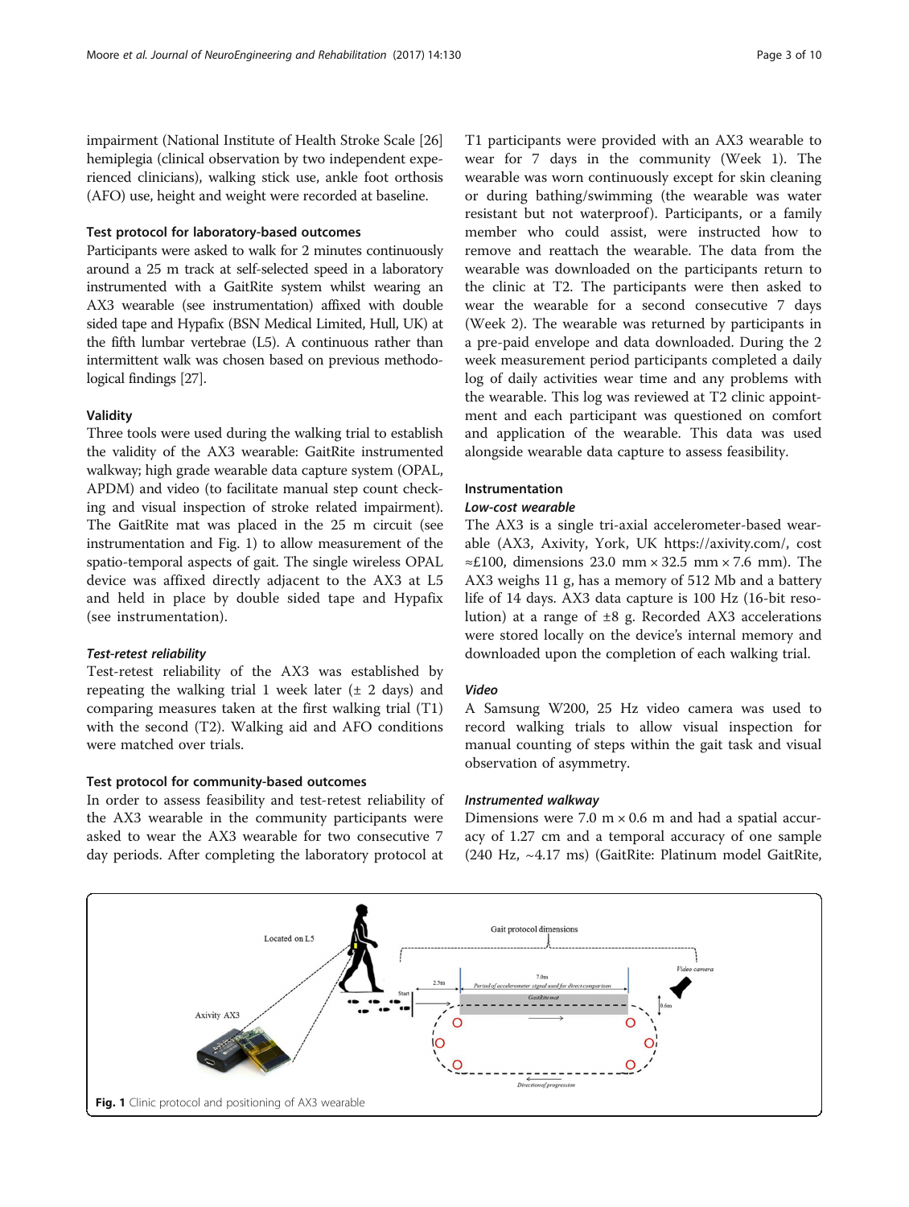impairment (National Institute of Health Stroke Scale [26] hemiplegia (clinical observation by two independent experienced clinicians), walking stick use, ankle foot orthosis (AFO) use, height and weight were recorded at baseline.

### Test protocol for laboratory-based outcomes

Participants were asked to walk for 2 minutes continuously around a 25 m track at self-selected speed in a laboratory instrumented with a GaitRite system whilst wearing an AX3 wearable (see instrumentation) affixed with double sided tape and Hypafix (BSN Medical Limited, Hull, UK) at the fifth lumbar vertebrae (L5). A continuous rather than intermittent walk was chosen based on previous methodological findings [27].

### Validity

Three tools were used during the walking trial to establish the validity of the AX3 wearable: GaitRite instrumented walkway; high grade wearable data capture system (OPAL, APDM) and video (to facilitate manual step count checking and visual inspection of stroke related impairment). The GaitRite mat was placed in the 25 m circuit (see instrumentation and Fig. 1) to allow measurement of the spatio-temporal aspects of gait. The single wireless OPAL device was affixed directly adjacent to the AX3 at L5 and held in place by double sided tape and Hypafix (see instrumentation).

#### *Test-retest reliability*

Test-retest reliability of the AX3 was established by repeating the walking trial 1 week later (± 2 days) and comparing measures taken at the first walking trial (T1) with the second (T2). Walking aid and AFO conditions were matched over trials.

### Test protocol for community-based outcomes

In order to assess feasibility and test-retest reliability of the AX3 wearable in the community participants were asked to wear the AX3 wearable for two consecutive 7 day periods. After completing the laboratory protocol at T1 participants were provided with an AX3 wearable to wear for 7 days in the community (Week 1). The wearable was worn continuously except for skin cleaning or during bathing/swimming (the wearable was water resistant but not waterproof). Participants, or a family member who could assist, were instructed how to remove and reattach the wearable. The data from the wearable was downloaded on the participants return to the clinic at T2. The participants were then asked to wear the wearable for a second consecutive 7 days (Week 2). The wearable was returned by participants in a pre-paid envelope and data downloaded. During the 2 week measurement period participants completed a daily log of daily activities wear time and any problems with the wearable. This log was reviewed at T2 clinic appointment and each participant was questioned on comfort and application of the wearable. This data was used alongside wearable data capture to assess feasibility.

### Instrumentation

#### *Low-cost wearable*

The AX3 is a single tri-axial accelerometer-based wearable (AX3, Axivity, York, UK https://axivity.com/, cost ≈£100, dimensions 23.0 mm × 32.5 mm × 7.6 mm). The AX3 weighs 11 g, has a memory of 512 Mb and a battery life of 14 days. AX3 data capture is 100 Hz (16-bit resolution) at a range of ±8 g. Recorded AX3 accelerations were stored locally on the device's internal memory and downloaded upon the completion of each walking trial.

#### *Video*

A Samsung W200, 25 Hz video camera was used to record walking trials to allow visual inspection for manual counting of steps within the gait task and visual observation of asymmetry.

#### *Instrumented walkway*

Dimensions were 7.0 m × 0.6 m and had a spatial accuracy of 1.27 cm and a temporal accuracy of one sample (240 Hz, ~4.17 ms) (GaitRite: Platinum model GaitRite,

Located on L5
Axivity AX3
Gait protocol dimensions
Start
2.5m
7.0m
Period of accelerometer signal used for direct comparison
GaitRite mat
0.6m
Video camera
Direction of progression

**Fig. 1** Clinic protocol and positioning of AX3 wearable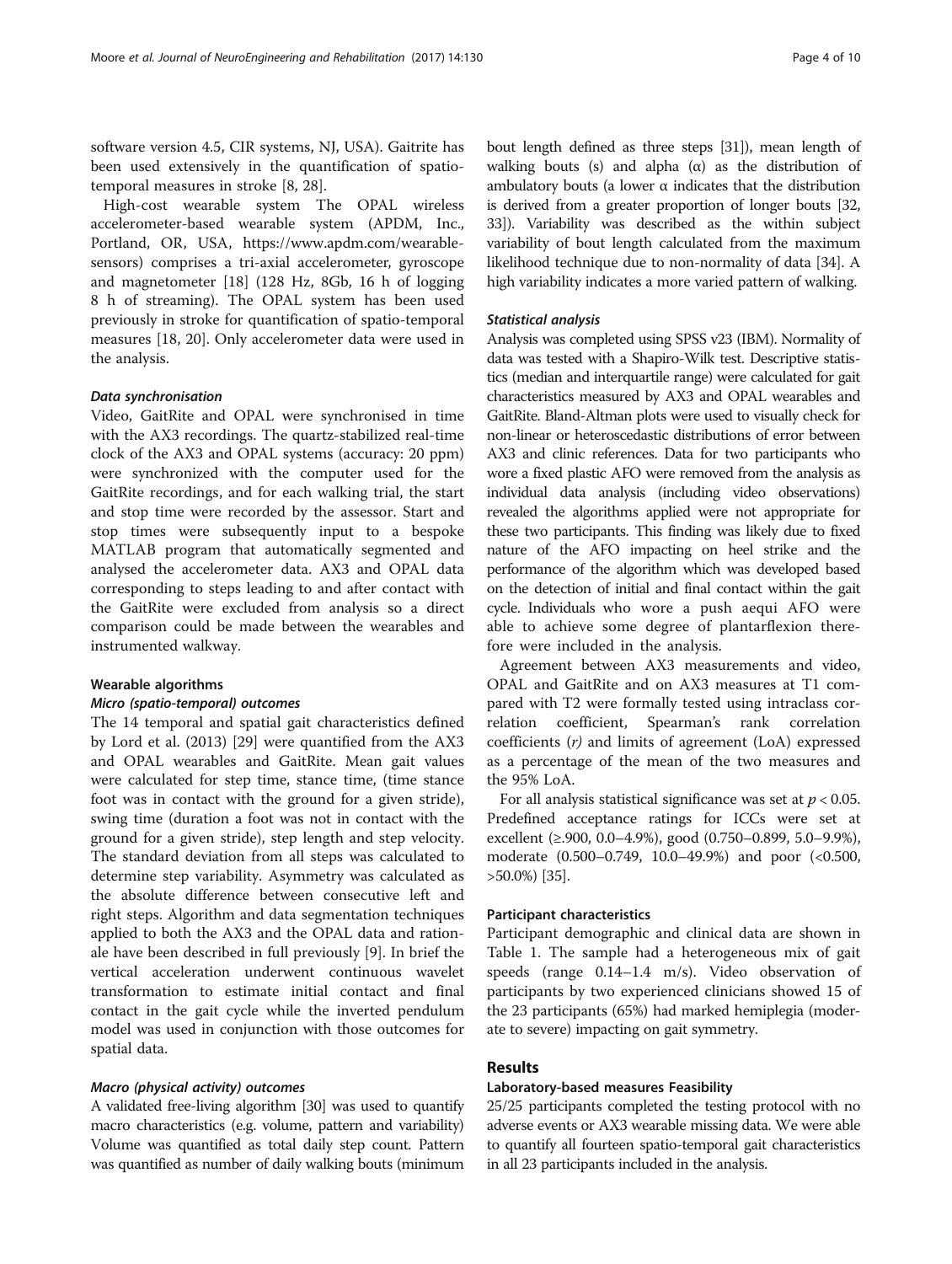software version 4.5, CIR systems, NJ, USA). Gaitrite has been used extensively in the quantification of spatio-temporal measures in stroke [8, 28].

High-cost wearable system The OPAL wireless accelerometer-based wearable system (APDM, Inc., Portland, OR, USA, https://www.apdm.com/wearable-sensors) comprises a tri-axial accelerometer, gyroscope and magnetometer [18] (128 Hz, 8Gb, 16 h of logging 8 h of streaming). The OPAL system has been used previously in stroke for quantification of spatio-temporal measures [18, 20]. Only accelerometer data were used in the analysis.

#### *Data synchronisation*

Video, GaitRite and OPAL were synchronised in time with the AX3 recordings. The quartz-stabilized real-time clock of the AX3 and OPAL systems (accuracy: 20 ppm) were synchronized with the computer used for the GaitRite recordings, and for each walking trial, the start and stop time were recorded by the assessor. Start and stop times were subsequently input to a bespoke MATLAB program that automatically segmented and analysed the accelerometer data. AX3 and OPAL data corresponding to steps leading to and after contact with the GaitRite were excluded from analysis so a direct comparison could be made between the wearables and instrumented walkway.

### Wearable algorithms

#### *Micro (spatio-temporal) outcomes*

The 14 temporal and spatial gait characteristics defined by Lord et al. (2013) [29] were quantified from the AX3 and OPAL wearables and GaitRite. Mean gait values were calculated for step time, stance time, (time stance foot was in contact with the ground for a given stride), swing time (duration a foot was not in contact with the ground for a given stride), step length and step velocity. The standard deviation from all steps was calculated to determine step variability. Asymmetry was calculated as the absolute difference between consecutive left and right steps. Algorithm and data segmentation techniques applied to both the AX3 and the OPAL data and rationale have been described in full previously [9]. In brief the vertical acceleration underwent continuous wavelet transformation to estimate initial contact and final contact in the gait cycle while the inverted pendulum model was used in conjunction with those outcomes for spatial data.

#### *Macro (physical activity) outcomes*

A validated free-living algorithm [30] was used to quantify macro characteristics (e.g. volume, pattern and variability) Volume was quantified as total daily step count. Pattern was quantified as number of daily walking bouts (minimum bout length defined as three steps [31]), mean length of walking bouts (s) and alpha ($\alpha$) as the distribution of ambulatory bouts (a lower $\alpha$ indicates that the distribution is derived from a greater proportion of longer bouts [32, 33]). Variability was described as the within subject variability of bout length calculated from the maximum likelihood technique due to non-normality of data [34]. A high variability indicates a more varied pattern of walking.

#### *Statistical analysis*

Analysis was completed using SPSS v23 (IBM). Normality of data was tested with a Shapiro-Wilk test. Descriptive statistics (median and interquartile range) were calculated for gait characteristics measured by AX3 and OPAL wearables and GaitRite. Bland-Altman plots were used to visually check for non-linear or heteroscedastic distributions of error between AX3 and clinic references. Data for two participants who wore a fixed plastic AFO were removed from the analysis as individual data analysis (including video observations) revealed the algorithms applied were not appropriate for these two participants. This finding was likely due to fixed nature of the AFO impacting on heel strike and the performance of the algorithm which was developed based on the detection of initial and final contact within the gait cycle. Individuals who wore a push aequi AFO were able to achieve some degree of plantarflexion therefore were included in the analysis.

Agreement between AX3 measurements and video, OPAL and GaitRite and on AX3 measures at T1 compared with T2 were formally tested using intraclass correlation coefficient, Spearman's rank correlation coefficients (*r*) and limits of agreement (LoA) expressed as a percentage of the mean of the two measures and the 95% LoA.

For all analysis statistical significance was set at $p < 0.05$. Predefined acceptance ratings for ICCs were set at excellent (≥.900, 0.0–4.9%), good (0.750–0.899, 5.0–9.9%), moderate (0.500–0.749, 10.0–49.9%) and poor (<0.500, >50.0%) [35].

### Participant characteristics

Participant demographic and clinical data are shown in Table 1. The sample had a heterogeneous mix of gait speeds (range 0.14–1.4 m/s). Video observation of participants by two experienced clinicians showed 15 of the 23 participants (65%) had marked hemiplegia (moderate to severe) impacting on gait symmetry.

## Results

### Laboratory-based measures Feasibility

25/25 participants completed the testing protocol with no adverse events or AX3 wearable missing data. We were able to quantify all fourteen spatio-temporal gait characteristics in all 23 participants included in the analysis.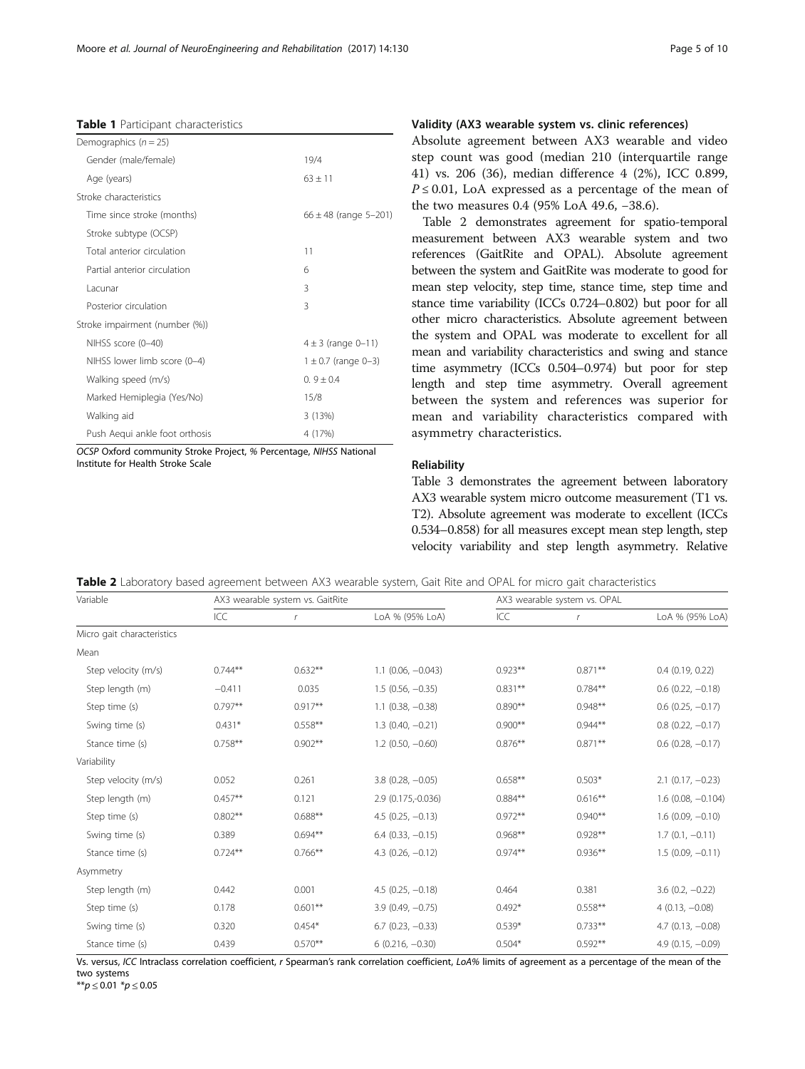**Table 1** Participant characteristics

| | |
|---|---|
| Demographics ($n = 25$) | |
| Gender (male/female) | 19/4 |
| Age (years) | 63 ± 11 |
| Stroke characteristics | |
| Time since stroke (months) | 66 ± 48 (range 5–201) |
| Stroke subtype (OCSP) | |
| Total anterior circulation | 11 |
| Partial anterior circulation | 6 |
| Lacunar | 3 |
| Posterior circulation | 3 |
| Stroke impairment (number (%)) | |
| NIHSS score (0–40) | 4 ± 3 (range 0–11) |
| NIHSS lower limb score (0–4) | 1 ± 0.7 (range 0–3) |
| Walking speed (m/s) | 0. 9 ± 0.4 |
| Marked Hemiplegia (Yes/No) | 15/8 |
| Walking aid | 3 (13%) |
| Push Aequi ankle foot orthosis | 4 (17%) |

*OCSP* Oxford community Stroke Project, *%* Percentage, *NIHSS* National Institute for Health Stroke Scale

### Validity (AX3 wearable system vs. clinic references)

Absolute agreement between AX3 wearable and video step count was good (median 210 (interquartile range 41) vs. 206 (36), median difference 4 (2%), ICC 0.899, $P \leq 0.01$, LoA expressed as a percentage of the mean of the two measures 0.4 (95% LoA 49.6, −38.6).

Table 2 demonstrates agreement for spatio-temporal measurement between AX3 wearable system and two references (GaitRite and OPAL). Absolute agreement between the system and GaitRite was moderate to good for mean step velocity, step time, stance time, step time and stance time variability (ICCs 0.724–0.802) but poor for all other micro characteristics. Absolute agreement between the system and OPAL was moderate to excellent for all mean and variability characteristics and swing and stance time asymmetry (ICCs 0.504–0.974) but poor for step length and step time asymmetry. Overall agreement between the system and references was superior for mean and variability characteristics compared with asymmetry characteristics.

### Reliability

Table 3 demonstrates the agreement between laboratory AX3 wearable system micro outcome measurement (T1 vs. T2). Absolute agreement was moderate to excellent (ICCs 0.534–0.858) for all measures except mean step length, step velocity variability and step length asymmetry. Relative

**Table 2** Laboratory based agreement between AX3 wearable system, Gait Rite and OPAL for micro gait characteristics

| Variable | AX3 wearable system vs. GaitRite | | | AX3 wearable system vs. OPAL | | |
|---|---|---|---|---|---|---|
| | ICC | r | LoA % (95% LoA) | ICC | r | LoA % (95% LoA) |
| Micro gait characteristics | | | | | | |
| Mean | | | | | | |
| Step velocity (m/s) | 0.744** | 0.632** | 1.1 (0.06, −0.043) | 0.923** | 0.871** | 0.4 (0.19, 0.22) |
| Step length (m) | −0.411 | 0.035 | 1.5 (0.56, −0.35) | 0.831** | 0.784** | 0.6 (0.22, −0.18) |
| Step time (s) | 0.797** | 0.917** | 1.1 (0.38, −0.38) | 0.890** | 0.948** | 0.6 (0.25, −0.17) |
| Swing time (s) | 0.431* | 0.558** | 1.3 (0.40, −0.21) | 0.900** | 0.944** | 0.8 (0.22, −0.17) |
| Stance time (s) | 0.758** | 0.902** | 1.2 (0.50, −0.60) | 0.876** | 0.871** | 0.6 (0.28, −0.17) |
| Variability | | | | | | |
| Step velocity (m/s) | 0.052 | 0.261 | 3.8 (0.28, −0.05) | 0.658** | 0.503* | 2.1 (0.17, −0.23) |
| Step length (m) | 0.457** | 0.121 | 2.9 (0.175,-0.036) | 0.884** | 0.616** | 1.6 (0.08, −0.104) |
| Step time (s) | 0.802** | 0.688** | 4.5 (0.25, −0.13) | 0.972** | 0.940** | 1.6 (0.09, −0.10) |
| Swing time (s) | 0.389 | 0.694** | 6.4 (0.33, −0.15) | 0.968** | 0.928** | 1.7 (0.1, −0.11) |
| Stance time (s) | 0.724** | 0.766** | 4.3 (0.26, −0.12) | 0.974** | 0.936** | 1.5 (0.09, −0.11) |
| Asymmetry | | | | | | |
| Step length (m) | 0.442 | 0.001 | 4.5 (0.25, −0.18) | 0.464 | 0.381 | 3.6 (0.2, −0.22) |
| Step time (s) | 0.178 | 0.601** | 3.9 (0.49, −0.75) | 0.492* | 0.558** | 4 (0.13, −0.08) |
| Swing time (s) | 0.320 | 0.454* | 6.7 (0.23, −0.33) | 0.539* | 0.733** | 4.7 (0.13, −0.08) |
| Stance time (s) | 0.439 | 0.570** | 6 (0.216, −0.30) | 0.504* | 0.592** | 4.9 (0.15, −0.09) |

Vs. versus, *ICC* Intraclass correlation coefficient, *r* Spearman's rank correlation coefficient, *LoA%* limits of agreement as a percentage of the mean of the two systems
$^{**}p \leq 0.01$ $^{*}p \leq 0.05$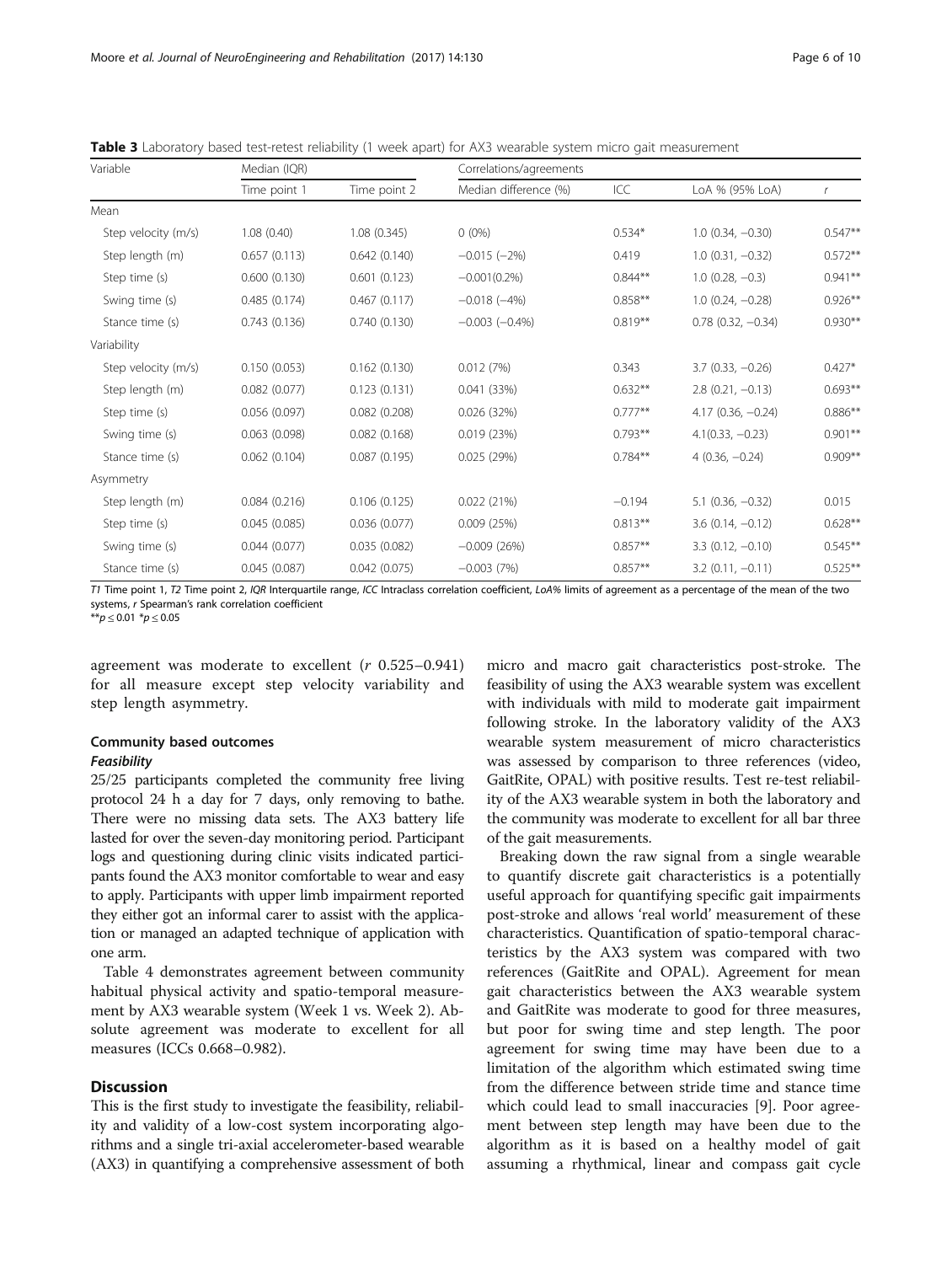**Table 3** Laboratory based test-retest reliability (1 week apart) for AX3 wearable system micro gait measurement

| Variable | Median (IQR) | | Correlations/agreements | | | |
|---|---|---|---|---|---|---|
| | Time point 1 | Time point 2 | Median difference (%) | ICC | LoA % (95% LoA) | $r$ |
| Mean | | | | | | |
| Step velocity (m/s) | 1.08 (0.40) | 1.08 (0.345) | 0 (0%) | 0.534* | 1.0 (0.34, −0.30) | 0.547** |
| Step length (m) | 0.657 (0.113) | 0.642 (0.140) | −0.015 (−2%) | 0.419 | 1.0 (0.31, −0.32) | 0.572** |
| Step time (s) | 0.600 (0.130) | 0.601 (0.123) | −0.001(0.2%) | 0.844** | 1.0 (0.28, −0.3) | 0.941** |
| Swing time (s) | 0.485 (0.174) | 0.467 (0.117) | −0.018 (−4%) | 0.858** | 1.0 (0.24, −0.28) | 0.926** |
| Stance time (s) | 0.743 (0.136) | 0.740 (0.130) | −0.003 (−0.4%) | 0.819** | 0.78 (0.32, −0.34) | 0.930** |
| Variability | | | | | | |
| Step velocity (m/s) | 0.150 (0.053) | 0.162 (0.130) | 0.012 (7%) | 0.343 | 3.7 (0.33, −0.26) | 0.427* |
| Step length (m) | 0.082 (0.077) | 0.123 (0.131) | 0.041 (33%) | 0.632** | 2.8 (0.21, −0.13) | 0.693** |
| Step time (s) | 0.056 (0.097) | 0.082 (0.208) | 0.026 (32%) | 0.777** | 4.17 (0.36, −0.24) | 0.886** |
| Swing time (s) | 0.063 (0.098) | 0.082 (0.168) | 0.019 (23%) | 0.793** | 4.1(0.33, −0.23) | 0.901** |
| Stance time (s) | 0.062 (0.104) | 0.087 (0.195) | 0.025 (29%) | 0.784** | 4 (0.36, −0.24) | 0.909** |
| Asymmetry | | | | | | |
| Step length (m) | 0.084 (0.216) | 0.106 (0.125) | 0.022 (21%) | −0.194 | 5.1 (0.36, −0.32) | 0.015 |
| Step time (s) | 0.045 (0.085) | 0.036 (0.077) | 0.009 (25%) | 0.813** | 3.6 (0.14, −0.12) | 0.628** |
| Swing time (s) | 0.044 (0.077) | 0.035 (0.082) | −0.009 (26%) | 0.857** | 3.3 (0.12, −0.10) | 0.545** |
| Stance time (s) | 0.045 (0.087) | 0.042 (0.075) | −0.003 (7%) | 0.857** | 3.2 (0.11, −0.11) | 0.525** |

*T1* Time point 1, *T2* Time point 2, *IQR* Interquartile range, *ICC* Intraclass correlation coefficient, *LoA%* limits of agreement as a percentage of the mean of the two systems, *r* Spearman's rank correlation coefficient
$^{**}p \leq 0.01$ $^{*}p \leq 0.05$

agreement was moderate to excellent ($r$ 0.525–0.941) for all measure except step velocity variability and step length asymmetry.

### Community based outcomes

#### *Feasibility*

25/25 participants completed the community free living protocol 24 h a day for 7 days, only removing to bathe. There were no missing data sets. The AX3 battery life lasted for over the seven-day monitoring period. Participant logs and questioning during clinic visits indicated participants found the AX3 monitor comfortable to wear and easy to apply. Participants with upper limb impairment reported they either got an informal carer to assist with the application or managed an adapted technique of application with one arm.

Table 4 demonstrates agreement between community habitual physical activity and spatio-temporal measurement by AX3 wearable system (Week 1 vs. Week 2). Absolute agreement was moderate to excellent for all measures (ICCs 0.668–0.982).

## Discussion

This is the first study to investigate the feasibility, reliability and validity of a low-cost system incorporating algorithms and a single tri-axial accelerometer-based wearable (AX3) in quantifying a comprehensive assessment of both micro and macro gait characteristics post-stroke. The feasibility of using the AX3 wearable system was excellent with individuals with mild to moderate gait impairment following stroke. In the laboratory validity of the AX3 wearable system measurement of micro characteristics was assessed by comparison to three references (video, GaitRite, OPAL) with positive results. Test re-test reliability of the AX3 wearable system in both the laboratory and the community was moderate to excellent for all bar three of the gait measurements.

Breaking down the raw signal from a single wearable to quantify discrete gait characteristics is a potentially useful approach for quantifying specific gait impairments post-stroke and allows 'real world' measurement of these characteristics. Quantification of spatio-temporal characteristics by the AX3 system was compared with two references (GaitRite and OPAL). Agreement for mean gait characteristics between the AX3 wearable system and GaitRite was moderate to good for three measures, but poor for swing time and step length. The poor agreement for swing time may have been due to a limitation of the algorithm which estimated swing time from the difference between stride time and stance time which could lead to small inaccuracies [9]. Poor agreement between step length may have been due to the algorithm as it is based on a healthy model of gait assuming a rhythmical, linear and compass gait cycle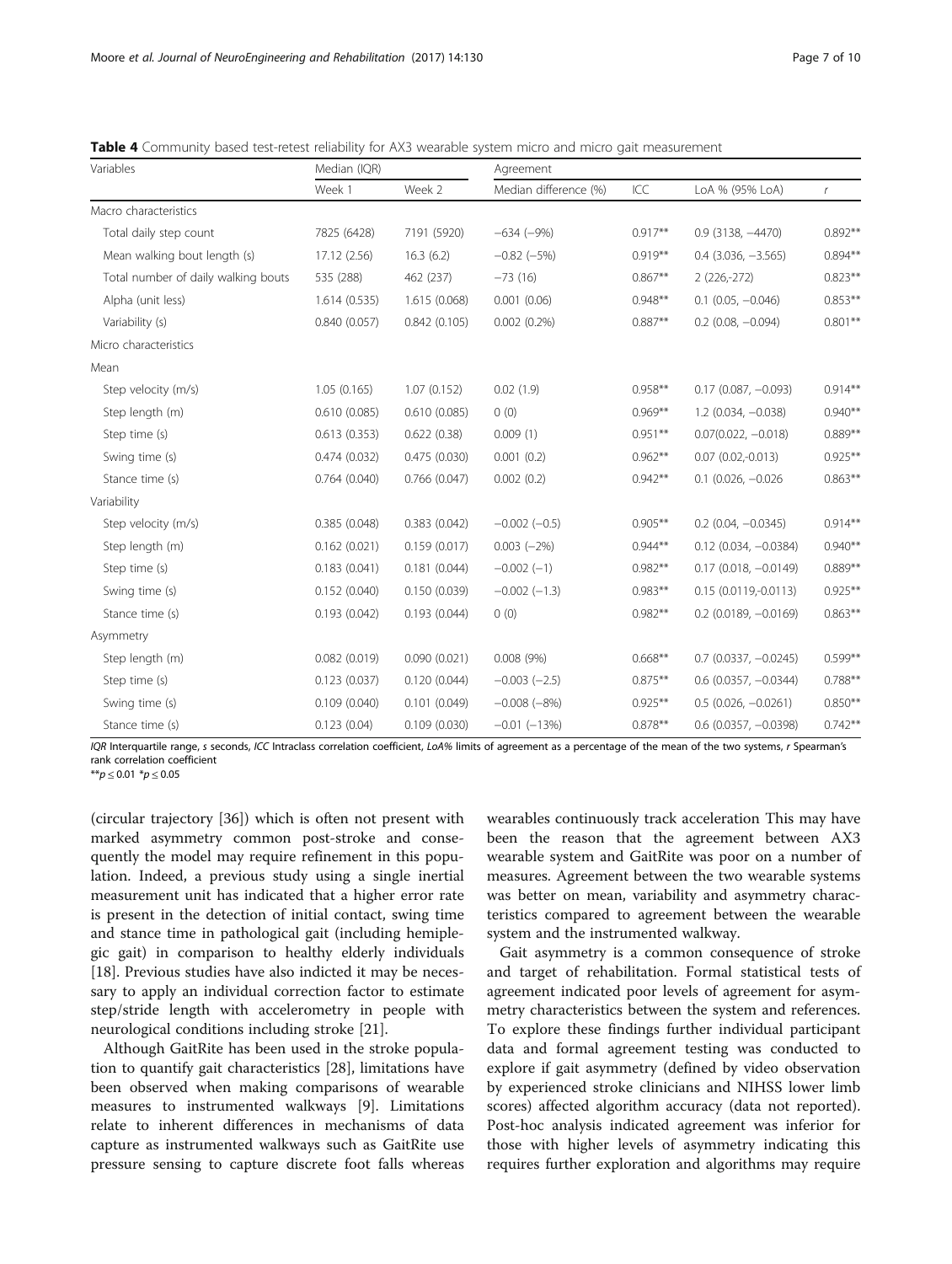**Table 4** Community based test-retest reliability for AX3 wearable system micro and micro gait measurement

| Variables | Median (IQR) | | Agreement | | | |
|---|---|---|---|---|---|---|
| | Week 1 | Week 2 | Median difference (%) | ICC | LoA % (95% LoA) | $r$ |
| Macro characteristics | | | | | | |
| Total daily step count | 7825 (6428) | 7191 (5920) | −634 (−9%) | 0.917** | 0.9 (3138, −4470) | 0.892** |
| Mean walking bout length (s) | 17.12 (2.56) | 16.3 (6.2) | −0.82 (−5%) | 0.919** | 0.4 (3.036, −3.565) | 0.894** |
| Total number of daily walking bouts | 535 (288) | 462 (237) | −73 (16) | 0.867** | 2 (226,-272) | 0.823** |
| Alpha (unit less) | 1.614 (0.535) | 1.615 (0.068) | 0.001 (0.06) | 0.948** | 0.1 (0.05, −0.046) | 0.853** |
| Variability (s) | 0.840 (0.057) | 0.842 (0.105) | 0.002 (0.2%) | 0.887** | 0.2 (0.08, −0.094) | 0.801** |
| Micro characteristics | | | | | | |
| Mean | | | | | | |
| Step velocity (m/s) | 1.05 (0.165) | 1.07 (0.152) | 0.02 (1.9) | 0.958** | 0.17 (0.087, −0.093) | 0.914** |
| Step length (m) | 0.610 (0.085) | 0.610 (0.085) | 0 (0) | 0.969** | 1.2 (0.034, −0.038) | 0.940** |
| Step time (s) | 0.613 (0.353) | 0.622 (0.38) | 0.009 (1) | 0.951** | 0.07(0.022, −0.018) | 0.889** |
| Swing time (s) | 0.474 (0.032) | 0.475 (0.030) | 0.001 (0.2) | 0.962** | 0.07 (0.02,-0.013) | 0.925** |
| Stance time (s) | 0.764 (0.040) | 0.766 (0.047) | 0.002 (0.2) | 0.942** | 0.1 (0.026, −0.026 | 0.863** |
| Variability | | | | | | |
| Step velocity (m/s) | 0.385 (0.048) | 0.383 (0.042) | −0.002 (−0.5) | 0.905** | 0.2 (0.04, −0.0345) | 0.914** |
| Step length (m) | 0.162 (0.021) | 0.159 (0.017) | 0.003 (−2%) | 0.944** | 0.12 (0.034, −0.0384) | 0.940** |
| Step time (s) | 0.183 (0.041) | 0.181 (0.044) | −0.002 (−1) | 0.982** | 0.17 (0.018, −0.0149) | 0.889** |
| Swing time (s) | 0.152 (0.040) | 0.150 (0.039) | −0.002 (−1.3) | 0.983** | 0.15 (0.0119,-0.0113) | 0.925** |
| Stance time (s) | 0.193 (0.042) | 0.193 (0.044) | 0 (0) | 0.982** | 0.2 (0.0189, −0.0169) | 0.863** |
| Asymmetry | | | | | | |
| Step length (m) | 0.082 (0.019) | 0.090 (0.021) | 0.008 (9%) | 0.668** | 0.7 (0.0337, −0.0245) | 0.599** |
| Step time (s) | 0.123 (0.037) | 0.120 (0.044) | −0.003 (−2.5) | 0.875** | 0.6 (0.0357, −0.0344) | 0.788** |
| Swing time (s) | 0.109 (0.040) | 0.101 (0.049) | −0.008 (−8%) | 0.925** | 0.5 (0.026, −0.0261) | 0.850** |
| Stance time (s) | 0.123 (0.04) | 0.109 (0.030) | −0.01 (−13%) | 0.878** | 0.6 (0.0357, −0.0398) | 0.742** |

*IQR* Interquartile range, *s* seconds, *ICC* Intraclass correlation coefficient, *LoA%* limits of agreement as a percentage of the mean of the two systems, *r* Spearman's rank correlation coefficient
**$p \leq 0.01$ *$p \leq 0.05$

(circular trajectory [36]) which is often not present with marked asymmetry common post-stroke and consequently the model may require refinement in this population. Indeed, a previous study using a single inertial measurement unit has indicated that a higher error rate is present in the detection of initial contact, swing time and stance time in pathological gait (including hemiplegic gait) in comparison to healthy elderly individuals [18]. Previous studies have also indicted it may be necessary to apply an individual correction factor to estimate step/stride length with accelerometry in people with neurological conditions including stroke [21].

Although GaitRite has been used in the stroke population to quantify gait characteristics [28], limitations have been observed when making comparisons of wearable measures to instrumented walkways [9]. Limitations relate to inherent differences in mechanisms of data capture as instrumented walkways such as GaitRite use pressure sensing to capture discrete foot falls whereas wearables continuously track acceleration This may have been the reason that the agreement between AX3 wearable system and GaitRite was poor on a number of measures. Agreement between the two wearable systems was better on mean, variability and asymmetry characteristics compared to agreement between the wearable system and the instrumented walkway.

Gait asymmetry is a common consequence of stroke and target of rehabilitation. Formal statistical tests of agreement indicated poor levels of agreement for asymmetry characteristics between the system and references. To explore these findings further individual participant data and formal agreement testing was conducted to explore if gait asymmetry (defined by video observation by experienced stroke clinicians and NIHSS lower limb scores) affected algorithm accuracy (data not reported). Post-hoc analysis indicated agreement was inferior for those with higher levels of asymmetry indicating this requires further exploration and algorithms may require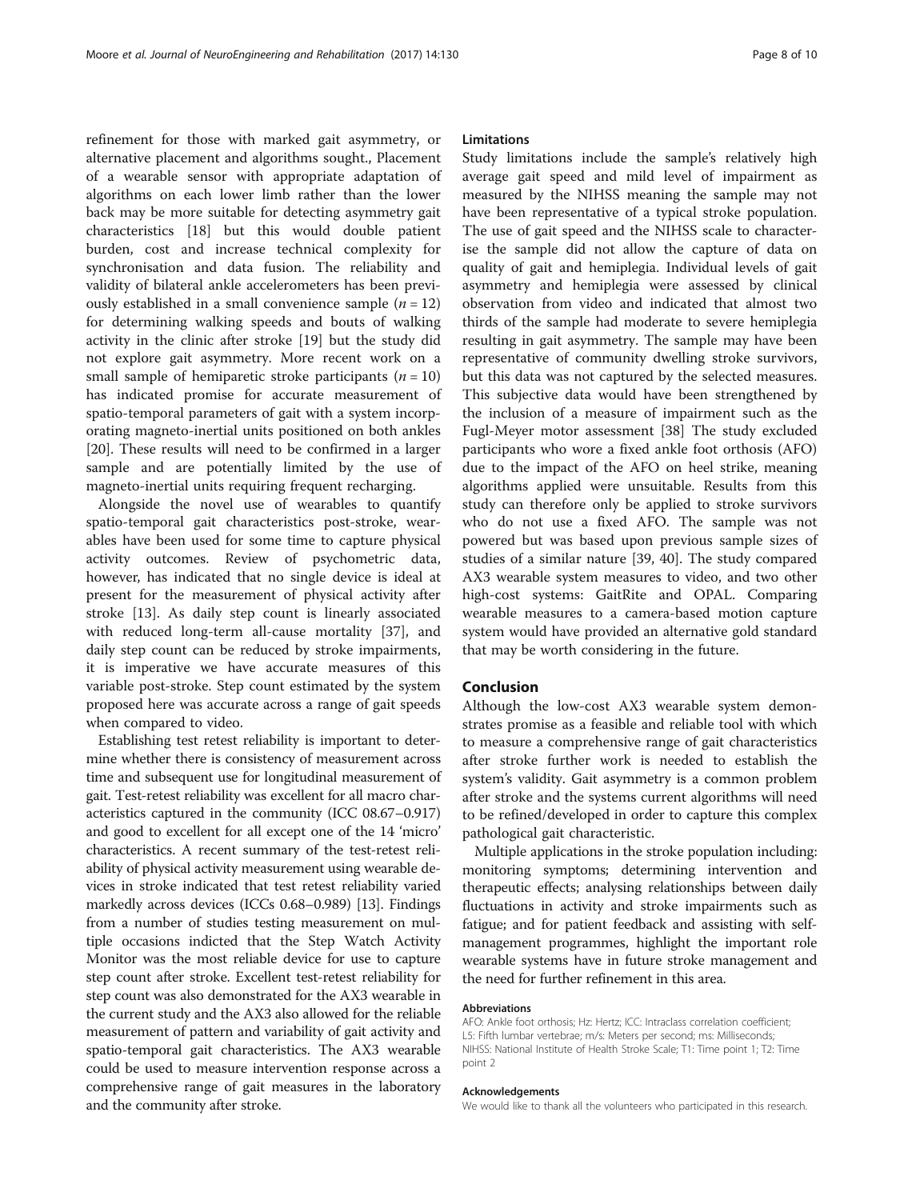refinement for those with marked gait asymmetry, or alternative placement and algorithms sought., Placement of a wearable sensor with appropriate adaptation of algorithms on each lower limb rather than the lower back may be more suitable for detecting asymmetry gait characteristics [18] but this would double patient burden, cost and increase technical complexity for synchronisation and data fusion. The reliability and validity of bilateral ankle accelerometers has been previously established in a small convenience sample ($n = 12$) for determining walking speeds and bouts of walking activity in the clinic after stroke [19] but the study did not explore gait asymmetry. More recent work on a small sample of hemiparetic stroke participants ($n = 10$) has indicated promise for accurate measurement of spatio-temporal parameters of gait with a system incorporating magneto-inertial units positioned on both ankles [20]. These results will need to be confirmed in a larger sample and are potentially limited by the use of magneto-inertial units requiring frequent recharging.

Alongside the novel use of wearables to quantify spatio-temporal gait characteristics post-stroke, wearables have been used for some time to capture physical activity outcomes. Review of psychometric data, however, has indicated that no single device is ideal at present for the measurement of physical activity after stroke [13]. As daily step count is linearly associated with reduced long-term all-cause mortality [37], and daily step count can be reduced by stroke impairments, it is imperative we have accurate measures of this variable post-stroke. Step count estimated by the system proposed here was accurate across a range of gait speeds when compared to video.

Establishing test retest reliability is important to determine whether there is consistency of measurement across time and subsequent use for longitudinal measurement of gait. Test-retest reliability was excellent for all macro characteristics captured in the community (ICC 08.67–0.917) and good to excellent for all except one of the 14 'micro' characteristics. A recent summary of the test-retest reliability of physical activity measurement using wearable devices in stroke indicated that test retest reliability varied markedly across devices (ICCs 0.68–0.989) [13]. Findings from a number of studies testing measurement on multiple occasions indicted that the Step Watch Activity Monitor was the most reliable device for use to capture step count after stroke. Excellent test-retest reliability for step count was also demonstrated for the AX3 wearable in the current study and the AX3 also allowed for the reliable measurement of pattern and variability of gait activity and spatio-temporal gait characteristics. The AX3 wearable could be used to measure intervention response across a comprehensive range of gait measures in the laboratory and the community after stroke.

### Limitations

Study limitations include the sample's relatively high average gait speed and mild level of impairment as measured by the NIHSS meaning the sample may not have been representative of a typical stroke population. The use of gait speed and the NIHSS scale to characterise the sample did not allow the capture of data on quality of gait and hemiplegia. Individual levels of gait asymmetry and hemiplegia were assessed by clinical observation from video and indicated that almost two thirds of the sample had moderate to severe hemiplegia resulting in gait asymmetry. The sample may have been representative of community dwelling stroke survivors, but this data was not captured by the selected measures. This subjective data would have been strengthened by the inclusion of a measure of impairment such as the Fugl-Meyer motor assessment [38] The study excluded participants who wore a fixed ankle foot orthosis (AFO) due to the impact of the AFO on heel strike, meaning algorithms applied were unsuitable. Results from this study can therefore only be applied to stroke survivors who do not use a fixed AFO. The sample was not powered but was based upon previous sample sizes of studies of a similar nature [39, 40]. The study compared AX3 wearable system measures to video, and two other high-cost systems: GaitRite and OPAL. Comparing wearable measures to a camera-based motion capture system would have provided an alternative gold standard that may be worth considering in the future.

## Conclusion

Although the low-cost AX3 wearable system demonstrates promise as a feasible and reliable tool with which to measure a comprehensive range of gait characteristics after stroke further work is needed to establish the system's validity. Gait asymmetry is a common problem after stroke and the systems current algorithms will need to be refined/developed in order to capture this complex pathological gait characteristic.

Multiple applications in the stroke population including: monitoring symptoms; determining intervention and therapeutic effects; analysing relationships between daily fluctuations in activity and stroke impairments such as fatigue; and for patient feedback and assisting with self-management programmes, highlight the important role wearable systems have in future stroke management and the need for further refinement in this area.

#### Abbreviations

AFO: Ankle foot orthosis; Hz: Hertz; ICC: Intraclass correlation coefficient; L5: Fifth lumbar vertebrae; m/s: Meters per second; ms: Milliseconds; NIHSS: National Institute of Health Stroke Scale; T1: Time point 1; T2: Time point 2

#### Acknowledgements

We would like to thank all the volunteers who participated in this research.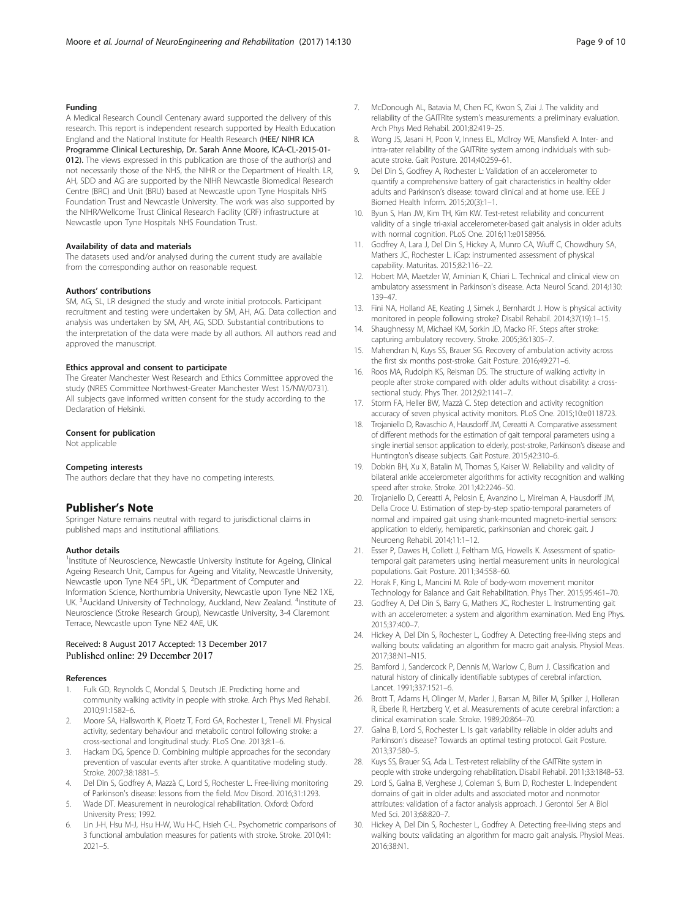#### Funding

A Medical Research Council Centenary award supported the delivery of this research. This report is independent research supported by Health Education England and the National Institute for Health Research (HEE/ NIHR ICA Programme Clinical Lectureship, Dr. Sarah Anne Moore, ICA-CL-2015-01-012). The views expressed in this publication are those of the author(s) and not necessarily those of the NHS, the NIHR or the Department of Health. LR, AH, SDD and AG are supported by the NIHR Newcastle Biomedical Research Centre (BRC) and Unit (BRU) based at Newcastle upon Tyne Hospitals NHS Foundation Trust and Newcastle University. The work was also supported by the NIHR/Wellcome Trust Clinical Research Facility (CRF) infrastructure at Newcastle upon Tyne Hospitals NHS Foundation Trust.

#### Availability of data and materials

The datasets used and/or analysed during the current study are available from the corresponding author on reasonable request.

#### Authors' contributions

SM, AG, SL, LR designed the study and wrote initial protocols. Participant recruitment and testing were undertaken by SM, AH, AG. Data collection and analysis was undertaken by SM, AH, AG, SDD. Substantial contributions to the interpretation of the data were made by all authors. All authors read and approved the manuscript.

#### Ethics approval and consent to participate

The Greater Manchester West Research and Ethics Committee approved the study (NRES Committee Northwest-Greater Manchester West 15/NW/0731). All subjects gave informed written consent for the study according to the Declaration of Helsinki.

#### Consent for publication

Not applicable

#### Competing interests

The authors declare that they have no competing interests.

## Publisher's Note

Springer Nature remains neutral with regard to jurisdictional claims in published maps and institutional affiliations.

#### Author details

[1]Institute of Neuroscience, Newcastle University Institute for Ageing, Clinical Ageing Research Unit, Campus for Ageing and Vitality, Newcastle University, Newcastle upon Tyne NE4 5PL, UK. [2]Department of Computer and Information Science, Northumbria University, Newcastle upon Tyne NE2 1XE, UK. [3]Auckland University of Technology, Auckland, New Zealand. [4]Institute of Neuroscience (Stroke Research Group), Newcastle University, 3-4 Claremont Terrace, Newcastle upon Tyne NE2 4AE, UK.

Received: 8 August 2017 Accepted: 13 December 2017
Published online: 29 December 2017

#### References

1. Fulk GD, Reynolds C, Mondal S, Deutsch JE. Predicting home and community walking activity in people with stroke. Arch Phys Med Rehabil. 2010;91:1582–6.
2. Moore SA, Hallsworth K, Ploetz T, Ford GA, Rochester L, Trenell MI. Physical activity, sedentary behaviour and metabolic control following stroke: a cross-sectional and longitudinal study. PLoS One. 2013;8:1–6.
3. Hackam DG, Spence D. Combining multiple approaches for the secondary prevention of vascular events after stroke. A quantitative modeling study. Stroke. 2007;38:1881–5.
4. Del Din S, Godfrey A, Mazzà C, Lord S, Rochester L. Free-living monitoring of Parkinson's disease: lessons from the field. Mov Disord. 2016;31:1293.
5. Wade DT. Measurement in neurological rehabilitation. Oxford: Oxford University Press; 1992.
6. Lin J-H, Hsu M-J, Hsu H-W, Wu H-C, Hsieh C-L. Psychometric comparisons of 3 functional ambulation measures for patients with stroke. Stroke. 2010;41:2021–5.
7. McDonough AL, Batavia M, Chen FC, Kwon S, Ziai J. The validity and reliability of the GAITRite system's measurements: a preliminary evaluation. Arch Phys Med Rehabil. 2001;82:419–25.
8. Wong JS, Jasani H, Poon V, Inness EL, McIlroy WE, Mansfield A. Inter- and intra-rater reliability of the GAITRite system among individuals with sub-acute stroke. Gait Posture. 2014;40:259–61.
9. Del Din S, Godfrey A, Rochester L: Validation of an accelerometer to quantify a comprehensive battery of gait characteristics in healthy older adults and Parkinson's disease: toward clinical and at home use. IEEE J Biomed Health Inform. 2015;20(3):1–1.
10. Byun S, Han JW, Kim TH, Kim KW. Test-retest reliability and concurrent validity of a single tri-axial accelerometer-based gait analysis in older adults with normal cognition. PLoS One. 2016;11:e0158956.
11. Godfrey A, Lara J, Del Din S, Hickey A, Munro CA, Wiuff C, Chowdhury SA, Mathers JC, Rochester L. iCap: instrumented assessment of physical capability. Maturitas. 2015;82:116–22.
12. Hobert MA, Maetzler W, Aminian K, Chiari L. Technical and clinical view on ambulatory assessment in Parkinson's disease. Acta Neurol Scand. 2014;130:139–47.
13. Fini NA, Holland AE, Keating J, Simek J, Bernhardt J. How is physical activity monitored in people following stroke? Disabil Rehabil. 2014;37(19):1–15.
14. Shaughnessy M, Michael KM, Sorkin JD, Macko RF. Steps after stroke: capturing ambulatory recovery. Stroke. 2005;36:1305–7.
15. Mahendran N, Kuys SS, Brauer SG. Recovery of ambulation activity across the first six months post-stroke. Gait Posture. 2016;49:271–6.
16. Roos MA, Rudolph KS, Reisman DS. The structure of walking activity in people after stroke compared with older adults without disability: a cross-sectional study. Phys Ther. 2012;92:1141–7.
17. Storm FA, Heller BW, Mazzà C. Step detection and activity recognition accuracy of seven physical activity monitors. PLoS One. 2015;10:e0118723.
18. Trojaniello D, Ravaschio A, Hausdorff JM, Cereatti A. Comparative assessment of different methods for the estimation of gait temporal parameters using a single inertial sensor: application to elderly, post-stroke, Parkinson's disease and Huntington's disease subjects. Gait Posture. 2015;42:310–6.
19. Dobkin BH, Xu X, Batalin M, Thomas S, Kaiser W. Reliability and validity of bilateral ankle accelerometer algorithms for activity recognition and walking speed after stroke. Stroke. 2011;42:2246–50.
20. Trojaniello D, Cereatti A, Pelosin E, Avanzino L, Mirelman A, Hausdorff JM, Della Croce U. Estimation of step-by-step spatio-temporal parameters of normal and impaired gait using shank-mounted magneto-inertial sensors: application to elderly, hemiparetic, parkinsonian and choreic gait. J Neuroeng Rehabil. 2014;11:1–12.
21. Esser P, Dawes H, Collett J, Feltham MG, Howells K. Assessment of spatio-temporal gait parameters using inertial measurement units in neurological populations. Gait Posture. 2011;34:558–60.
22. Horak F, King L, Mancini M. Role of body-worn movement monitor Technology for Balance and Gait Rehabilitation. Phys Ther. 2015;95:461–70.
23. Godfrey A, Del Din S, Barry G, Mathers JC, Rochester L. Instrumenting gait with an accelerometer: a system and algorithm examination. Med Eng Phys. 2015;37:400–7.
24. Hickey A, Del Din S, Rochester L, Godfrey A. Detecting free-living steps and walking bouts: validating an algorithm for macro gait analysis. Physiol Meas. 2017;38:N1–N15.
25. Bamford J, Sandercock P, Dennis M, Warlow C, Burn J. Classification and natural history of clinically identifiable subtypes of cerebral infarction. Lancet. 1991;337:1521–6.
26. Brott T, Adams H, Olinger M, Marler J, Barsan M, Biller M, Spilker J, Holleran R, Eberle R, Hertzberg V, et al. Measurements of acute cerebral infarction: a clinical examination scale. Stroke. 1989;20:864–70.
27. Galna B, Lord S, Rochester L. Is gait variability reliable in older adults and Parkinson's disease? Towards an optimal testing protocol. Gait Posture. 2013;37:580–5.
28. Kuys SS, Brauer SG, Ada L. Test-retest reliability of the GAITRite system in people with stroke undergoing rehabilitation. Disabil Rehabil. 2011;33:1848–53.
29. Lord S, Galna B, Verghese J, Coleman S, Burn D, Rochester L. Independent domains of gait in older adults and associated motor and nonmotor attributes: validation of a factor analysis approach. J Gerontol Ser A Biol Med Sci. 2013;68:820–7.
30. Hickey A, Del Din S, Rochester L, Godfrey A. Detecting free-living steps and walking bouts: validating an algorithm for macro gait analysis. Physiol Meas. 2016;38:N1.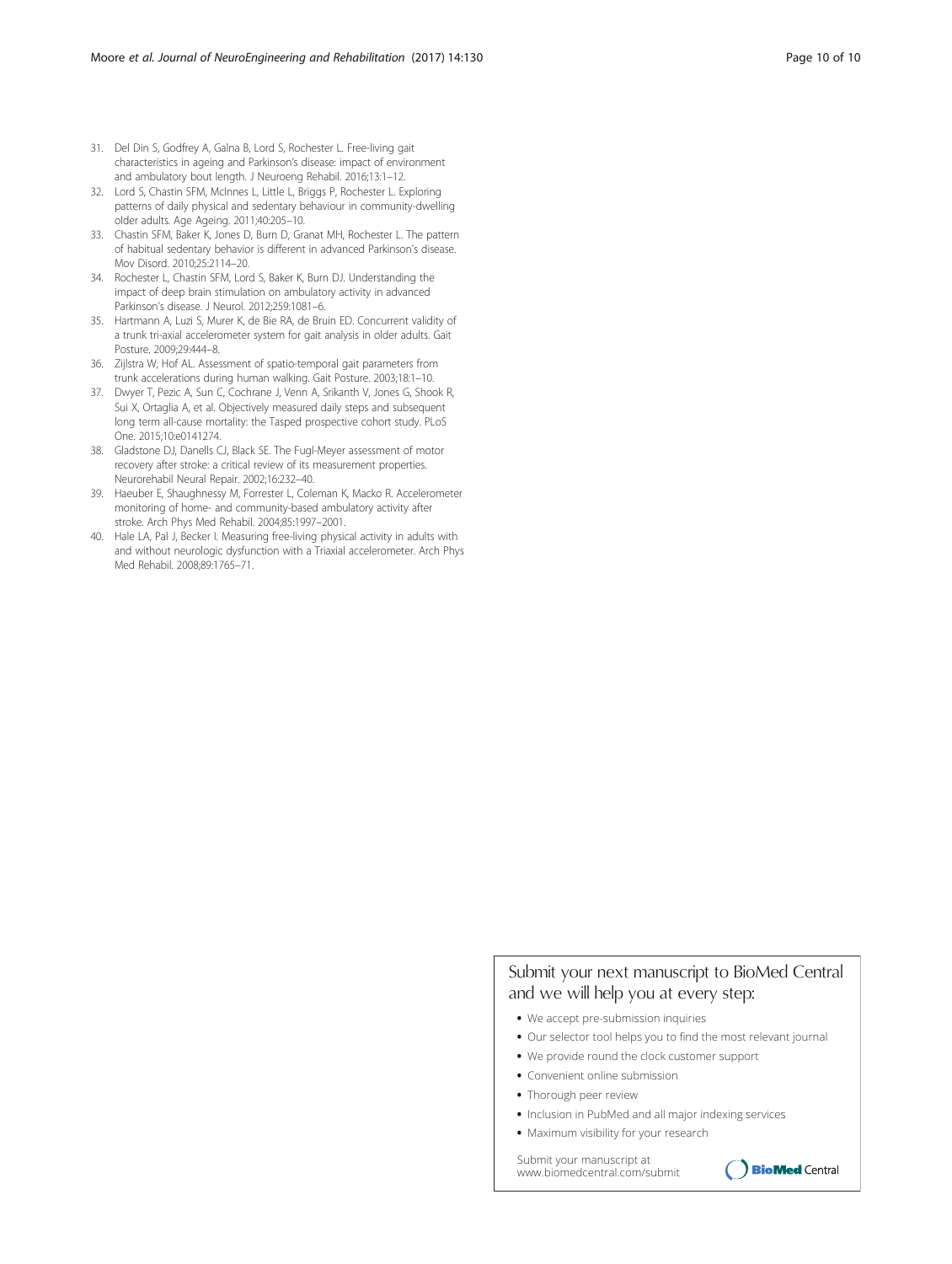31. Del Din S, Godfrey A, Galna B, Lord S, Rochester L. Free-living gait characteristics in ageing and Parkinson's disease: impact of environment and ambulatory bout length. J Neuroeng Rehabil. 2016;13:1–12.
32. Lord S, Chastin SFM, McInnes L, Little L, Briggs P, Rochester L. Exploring patterns of daily physical and sedentary behaviour in community-dwelling older adults. Age Ageing. 2011;40:205–10.
33. Chastin SFM, Baker K, Jones D, Burn D, Granat MH, Rochester L. The pattern of habitual sedentary behavior is different in advanced Parkinson's disease. Mov Disord. 2010;25:2114–20.
34. Rochester L, Chastin SFM, Lord S, Baker K, Burn DJ. Understanding the impact of deep brain stimulation on ambulatory activity in advanced Parkinson's disease. J Neurol. 2012;259:1081–6.
35. Hartmann A, Luzi S, Murer K, de Bie RA, de Bruin ED. Concurrent validity of a trunk tri-axial accelerometer system for gait analysis in older adults. Gait Posture. 2009;29:444–8.
36. Zijlstra W, Hof AL. Assessment of spatio-temporal gait parameters from trunk accelerations during human walking. Gait Posture. 2003;18:1–10.
37. Dwyer T, Pezic A, Sun C, Cochrane J, Venn A, Srikanth V, Jones G, Shook R, Sui X, Ortaglia A, et al. Objectively measured daily steps and subsequent long term all-cause mortality: the Tasped prospective cohort study. PLoS One. 2015;10:e0141274.
38. Gladstone DJ, Danells CJ, Black SE. The Fugl-Meyer assessment of motor recovery after stroke: a critical review of its measurement properties. Neurorehabil Neural Repair. 2002;16:232–40.
39. Haeuber E, Shaughnessy M, Forrester L, Coleman K, Macko R. Accelerometer monitoring of home- and community-based ambulatory activity after stroke. Arch Phys Med Rehabil. 2004;85:1997–2001.
40. Hale LA, Pal J, Becker I. Measuring free-living physical activity in adults with and without neurologic dysfunction with a Triaxial accelerometer. Arch Phys Med Rehabil. 2008;89:1765–71.

Submit your next manuscript to BioMed Central and we will help you at every step:

- We accept pre-submission inquiries
- Our selector tool helps you to find the most relevant journal
- We provide round the clock customer support
- Convenient online submission
- Thorough peer review
- Inclusion in PubMed and all major indexing services
- Maximum visibility for your research

Submit your manuscript at
www.biomedcentral.com/submit

BioMed Central